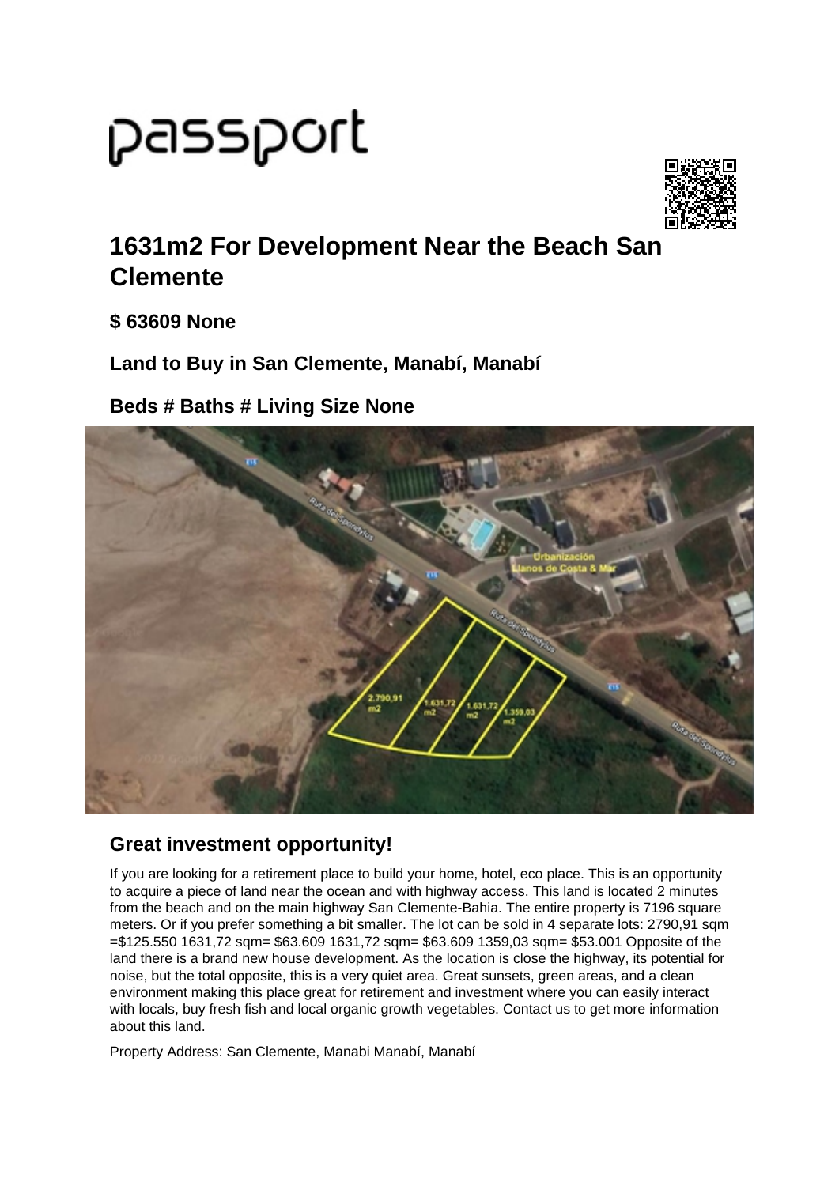# passport

## 1631m2 For Development Near the Beach San Clemente

### $ 63609 None

### Land to Buy in San Clemente, Manabí, Manabí

### Beds # Baths # Living Size None

### Great investment opportunity!

If you are looking for a retirement place to build your home, hotel, eco place. This is an opportunity to acquire a piece of land near the ocean and with highway access. This land is located 2 minutes from the beach and on the main highway San Clemente-Bahia. The entire property is 7196 square meters. Or if you prefer something a bit smaller. The lot can be sold in 4 separate lots: 2790,91 sqm =$125.550 1631,72 sqm= $63.609 1631,72 sqm= $63.609 1359,03 sqm= $53.001 Opposite of the land there is a brand new house development. As the location is close the highway, its potential for noise, but the total opposite, this is a very quiet area. Great sunsets, green areas, and a clean environment making this place great for retirement and investment where you can easily interact with locals, buy fresh fish and local organic growth vegetables. Contact us to get more information about this land.

Property Address: San Clemente, Manabi Manabí, Manabí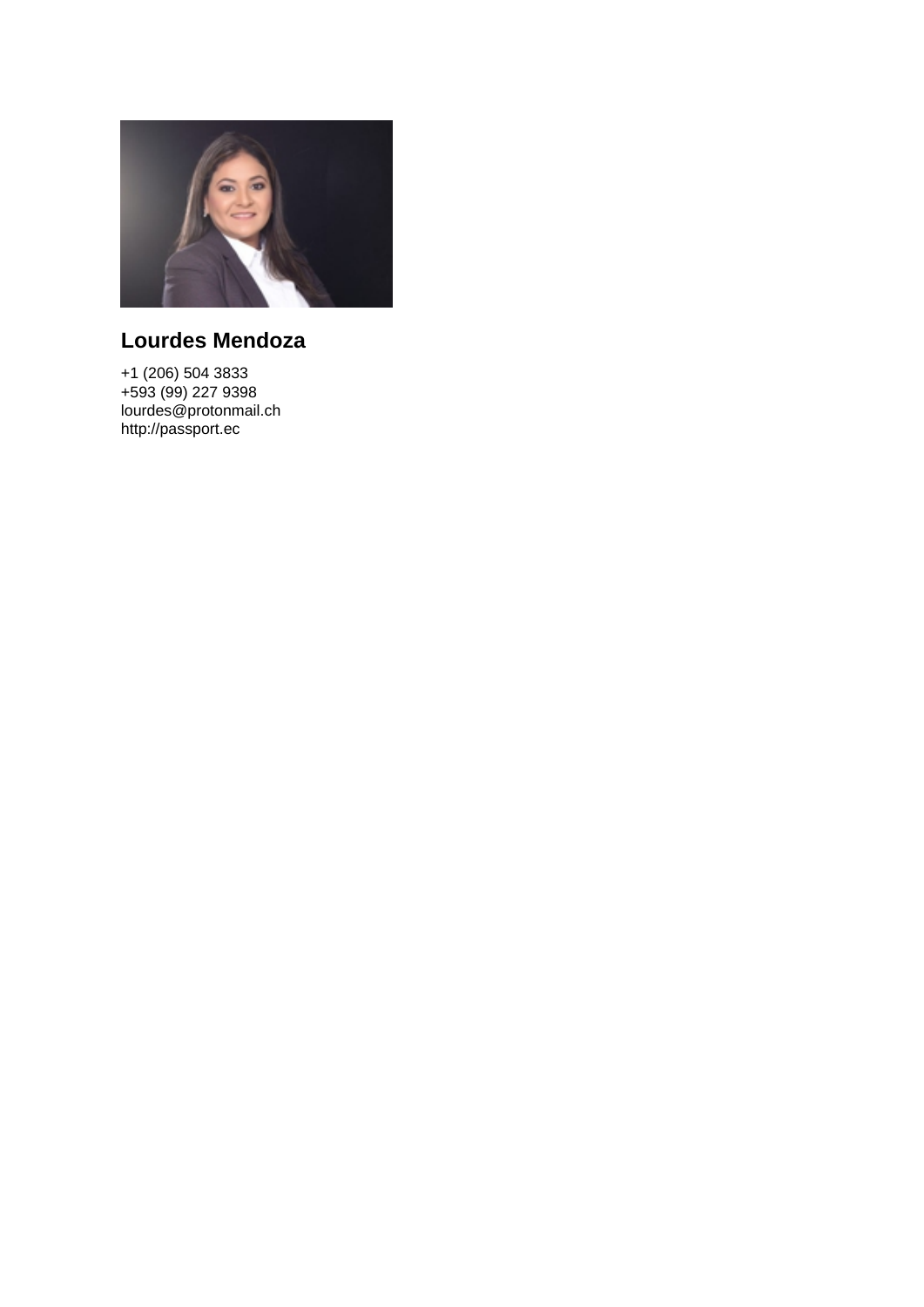## Lourdes Mendoza

+1 (206) 504 3833
+593 (99) 227 9398
lourdes@protonmail.ch
http://passport.ec